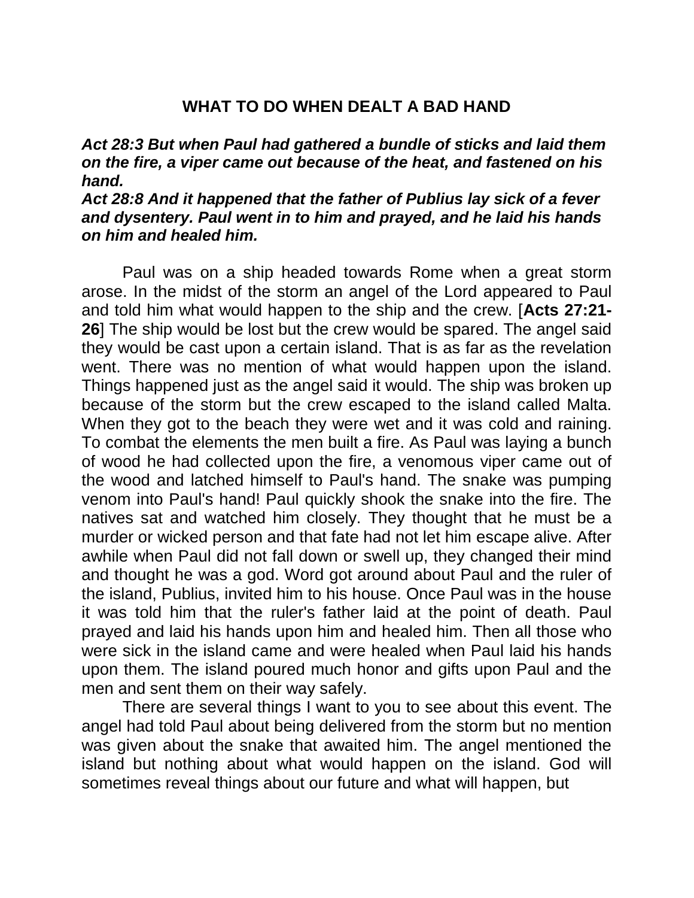# WHAT TO DO WHEN DEALT A BAD HAND

***Act 28:3 But when Paul had gathered a bundle of sticks and laid them on the fire, a viper came out because of the heat, and fastened on his hand.***
***Act 28:8 And it happened that the father of Publius lay sick of a fever and dysentery. Paul went in to him and prayed, and he laid his hands on him and healed him.***

Paul was on a ship headed towards Rome when a great storm arose. In the midst of the storm an angel of the Lord appeared to Paul and told him what would happen to the ship and the crew. [**Acts 27:21-26**] The ship would be lost but the crew would be spared. The angel said they would be cast upon a certain island. That is as far as the revelation went. There was no mention of what would happen upon the island. Things happened just as the angel said it would. The ship was broken up because of the storm but the crew escaped to the island called Malta. When they got to the beach they were wet and it was cold and raining. To combat the elements the men built a fire. As Paul was laying a bunch of wood he had collected upon the fire, a venomous viper came out of the wood and latched himself to Paul's hand. The snake was pumping venom into Paul's hand! Paul quickly shook the snake into the fire. The natives sat and watched him closely. They thought that he must be a murder or wicked person and that fate had not let him escape alive. After awhile when Paul did not fall down or swell up, they changed their mind and thought he was a god. Word got around about Paul and the ruler of the island, Publius, invited him to his house. Once Paul was in the house it was told him that the ruler's father laid at the point of death. Paul prayed and laid his hands upon him and healed him. Then all those who were sick in the island came and were healed when Paul laid his hands upon them. The island poured much honor and gifts upon Paul and the men and sent them on their way safely.

There are several things I want to you to see about this event. The angel had told Paul about being delivered from the storm but no mention was given about the snake that awaited him. The angel mentioned the island but nothing about what would happen on the island. God will sometimes reveal things about our future and what will happen, but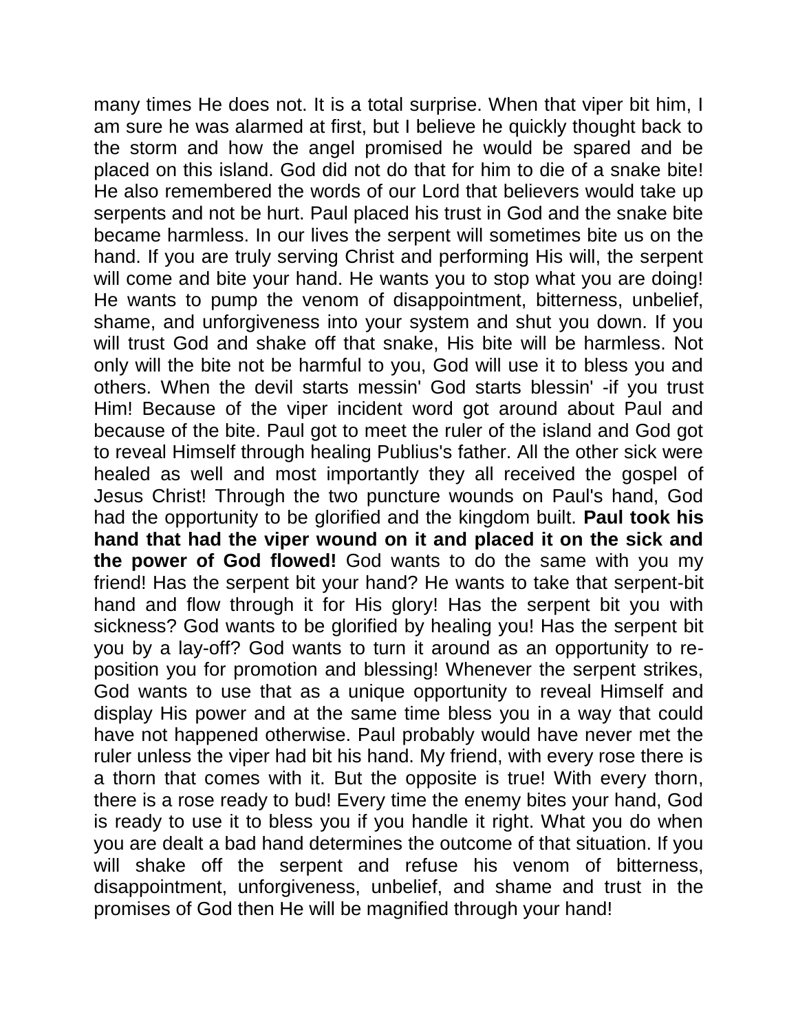many times He does not. It is a total surprise. When that viper bit him, I am sure he was alarmed at first, but I believe he quickly thought back to the storm and how the angel promised he would be spared and be placed on this island. God did not do that for him to die of a snake bite! He also remembered the words of our Lord that believers would take up serpents and not be hurt. Paul placed his trust in God and the snake bite became harmless. In our lives the serpent will sometimes bite us on the hand. If you are truly serving Christ and performing His will, the serpent will come and bite your hand. He wants you to stop what you are doing! He wants to pump the venom of disappointment, bitterness, unbelief, shame, and unforgiveness into your system and shut you down. If you will trust God and shake off that snake, His bite will be harmless. Not only will the bite not be harmful to you, God will use it to bless you and others. When the devil starts messin' God starts blessin' -if you trust Him! Because of the viper incident word got around about Paul and because of the bite. Paul got to meet the ruler of the island and God got to reveal Himself through healing Publius's father. All the other sick were healed as well and most importantly they all received the gospel of Jesus Christ! Through the two puncture wounds on Paul's hand, God had the opportunity to be glorified and the kingdom built. **Paul took his hand that had the viper wound on it and placed it on the sick and the power of God flowed!** God wants to do the same with you my friend! Has the serpent bit your hand? He wants to take that serpent-bit hand and flow through it for His glory! Has the serpent bit you with sickness? God wants to be glorified by healing you! Has the serpent bit you by a lay-off? God wants to turn it around as an opportunity to re-position you for promotion and blessing! Whenever the serpent strikes, God wants to use that as a unique opportunity to reveal Himself and display His power and at the same time bless you in a way that could have not happened otherwise. Paul probably would have never met the ruler unless the viper had bit his hand. My friend, with every rose there is a thorn that comes with it. But the opposite is true! With every thorn, there is a rose ready to bud! Every time the enemy bites your hand, God is ready to use it to bless you if you handle it right. What you do when you are dealt a bad hand determines the outcome of that situation. If you will shake off the serpent and refuse his venom of bitterness, disappointment, unforgiveness, unbelief, and shame and trust in the promises of God then He will be magnified through your hand!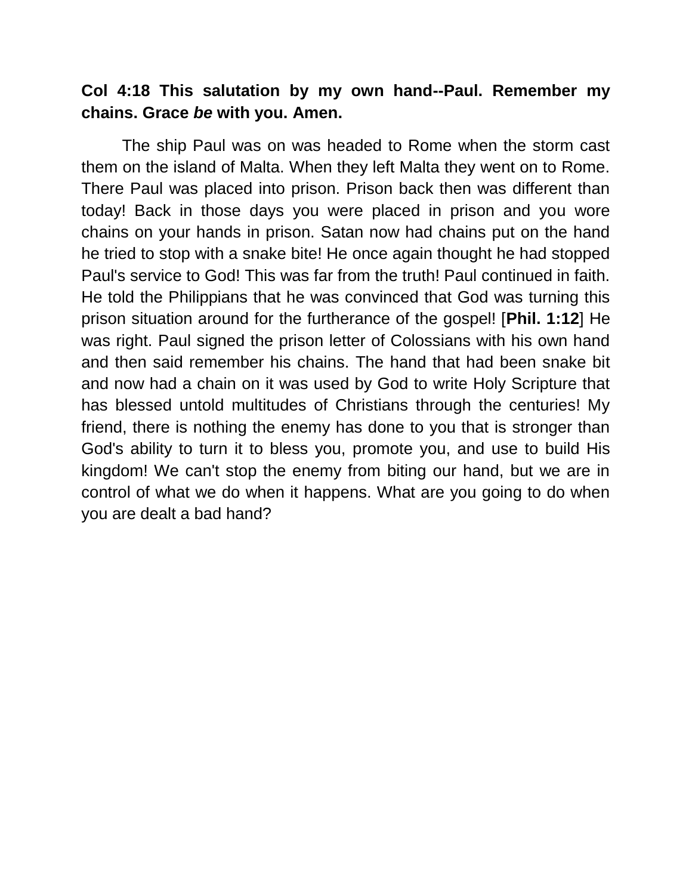**Col 4:18 This salutation by my own hand--Paul. Remember my chains. Grace *be* with you. Amen.**

The ship Paul was on was headed to Rome when the storm cast them on the island of Malta. When they left Malta they went on to Rome. There Paul was placed into prison. Prison back then was different than today! Back in those days you were placed in prison and you wore chains on your hands in prison. Satan now had chains put on the hand he tried to stop with a snake bite! He once again thought he had stopped Paul's service to God! This was far from the truth! Paul continued in faith. He told the Philippians that he was convinced that God was turning this prison situation around for the furtherance of the gospel! [**Phil. 1:12**] He was right. Paul signed the prison letter of Colossians with his own hand and then said remember his chains. The hand that had been snake bit and now had a chain on it was used by God to write Holy Scripture that has blessed untold multitudes of Christians through the centuries! My friend, there is nothing the enemy has done to you that is stronger than God's ability to turn it to bless you, promote you, and use to build His kingdom! We can't stop the enemy from biting our hand, but we are in control of what we do when it happens. What are you going to do when you are dealt a bad hand?